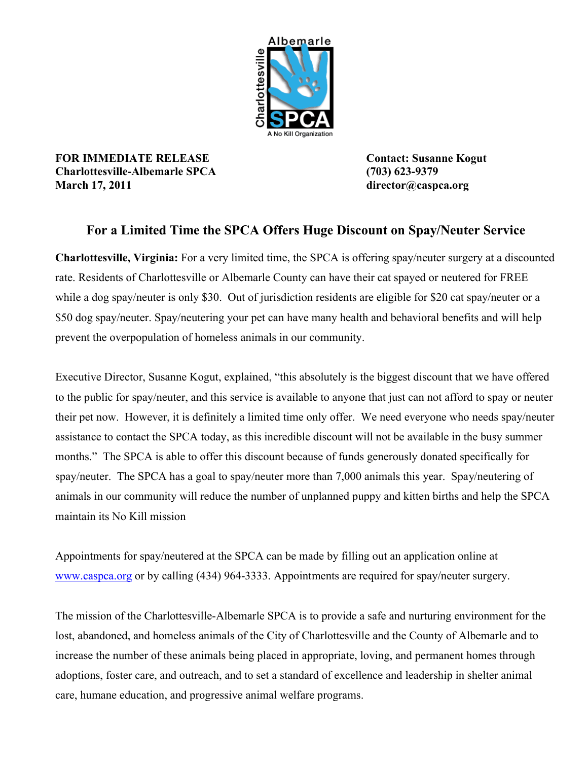**FOR IMMEDIATE RELEASE**
**Charlottesville-Albemarle SPCA**
**March 17, 2011**

**Contact: Susanne Kogut**
**(703) 623-9379**
**director@caspca.org**

## For a Limited Time the SPCA Offers Huge Discount on Spay/Neuter Service

**Charlottesville, Virginia:** For a very limited time, the SPCA is offering spay/neuter surgery at a discounted rate. Residents of Charlottesville or Albemarle County can have their cat spayed or neutered for FREE while a dog spay/neuter is only $30. Out of jurisdiction residents are eligible for $20 cat spay/neuter or a $50 dog spay/neuter. Spay/neutering your pet can have many health and behavioral benefits and will help prevent the overpopulation of homeless animals in our community.

Executive Director, Susanne Kogut, explained, "this absolutely is the biggest discount that we have offered to the public for spay/neuter, and this service is available to anyone that just can not afford to spay or neuter their pet now. However, it is definitely a limited time only offer. We need everyone who needs spay/neuter assistance to contact the SPCA today, as this incredible discount will not be available in the busy summer months." The SPCA is able to offer this discount because of funds generously donated specifically for spay/neuter. The SPCA has a goal to spay/neuter more than 7,000 animals this year. Spay/neutering of animals in our community will reduce the number of unplanned puppy and kitten births and help the SPCA maintain its No Kill mission

Appointments for spay/neutered at the SPCA can be made by filling out an application online at www.caspca.org or by calling (434) 964-3333. Appointments are required for spay/neuter surgery.

The mission of the Charlottesville-Albemarle SPCA is to provide a safe and nurturing environment for the lost, abandoned, and homeless animals of the City of Charlottesville and the County of Albemarle and to increase the number of these animals being placed in appropriate, loving, and permanent homes through adoptions, foster care, and outreach, and to set a standard of excellence and leadership in shelter animal care, humane education, and progressive animal welfare programs.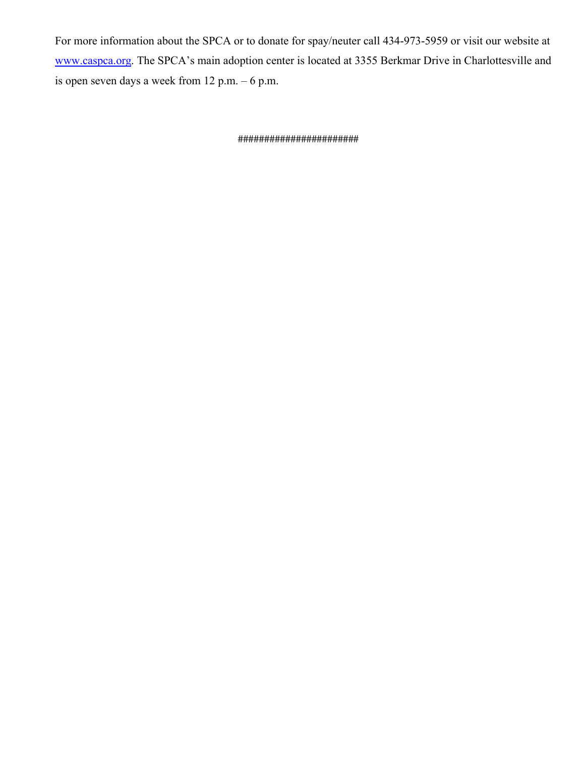For more information about the SPCA or to donate for spay/neuter call 434-973-5959 or visit our website at www.caspca.org. The SPCA's main adoption center is located at 3355 Berkmar Drive in Charlottesville and is open seven days a week from 12 p.m. – 6 p.m.

######################